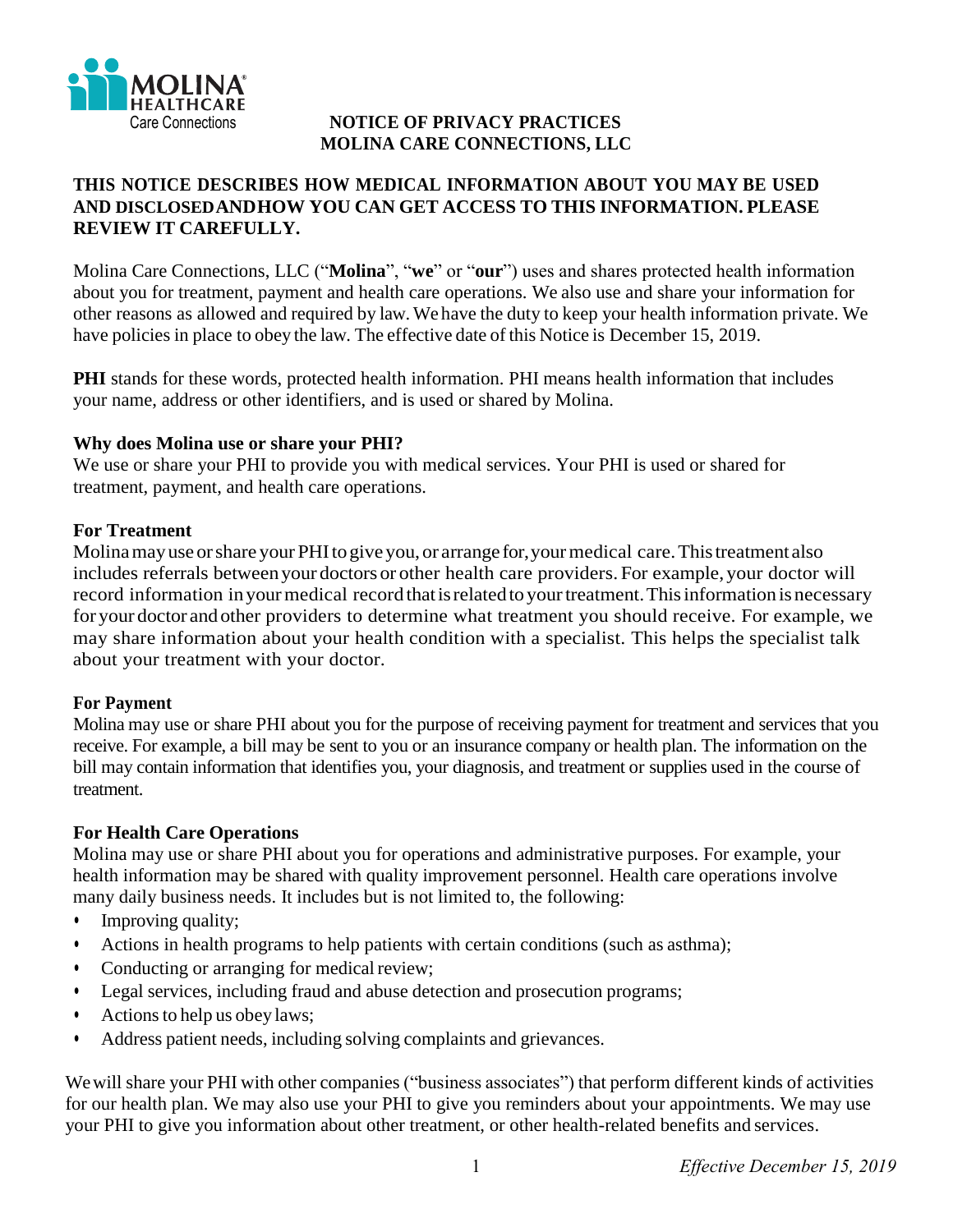MOLINA HEALTHCARE
Care Connections

# NOTICE OF PRIVACY PRACTICES
# MOLINA CARE CONNECTIONS, LLC

**THIS NOTICE DESCRIBES HOW MEDICAL INFORMATION ABOUT YOU MAY BE USED AND DISCLOSED AND HOW YOU CAN GET ACCESS TO THIS INFORMATION. PLEASE REVIEW IT CAREFULLY.**

Molina Care Connections, LLC ("**Molina**", "**we**" or "**our**") uses and shares protected health information about you for treatment, payment and health care operations. We also use and share your information for other reasons as allowed and required by law. We have the duty to keep your health information private. We have policies in place to obey the law. The effective date of this Notice is December 15, 2019.

**PHI** stands for these words, protected health information. PHI means health information that includes your name, address or other identifiers, and is used or shared by Molina.

### Why does Molina use or share your PHI?

We use or share your PHI to provide you with medical services. Your PHI is used or shared for treatment, payment, and health care operations.

### For Treatment

Molina may use or share your PHI to give you, or arrange for, your medical care. This treatment also includes referrals between your doctors or other health care providers. For example, your doctor will record information in your medical record that is related to your treatment. This information is necessary for your doctor and other providers to determine what treatment you should receive. For example, we may share information about your health condition with a specialist. This helps the specialist talk about your treatment with your doctor.

### For Payment

Molina may use or share PHI about you for the purpose of receiving payment for treatment and services that you receive. For example, a bill may be sent to you or an insurance company or health plan. The information on the bill may contain information that identifies you, your diagnosis, and treatment or supplies used in the course of treatment.

### For Health Care Operations

Molina may use or share PHI about you for operations and administrative purposes. For example, your health information may be shared with quality improvement personnel. Health care operations involve many daily business needs. It includes but is not limited to, the following:

- Improving quality;
- Actions in health programs to help patients with certain conditions (such as asthma);
- Conducting or arranging for medical review;
- Legal services, including fraud and abuse detection and prosecution programs;
- Actions to help us obey laws;
- Address patient needs, including solving complaints and grievances.

We will share your PHI with other companies ("business associates") that perform different kinds of activities for our health plan. We may also use your PHI to give you reminders about your appointments. We may use your PHI to give you information about other treatment, or other health-related benefits and services.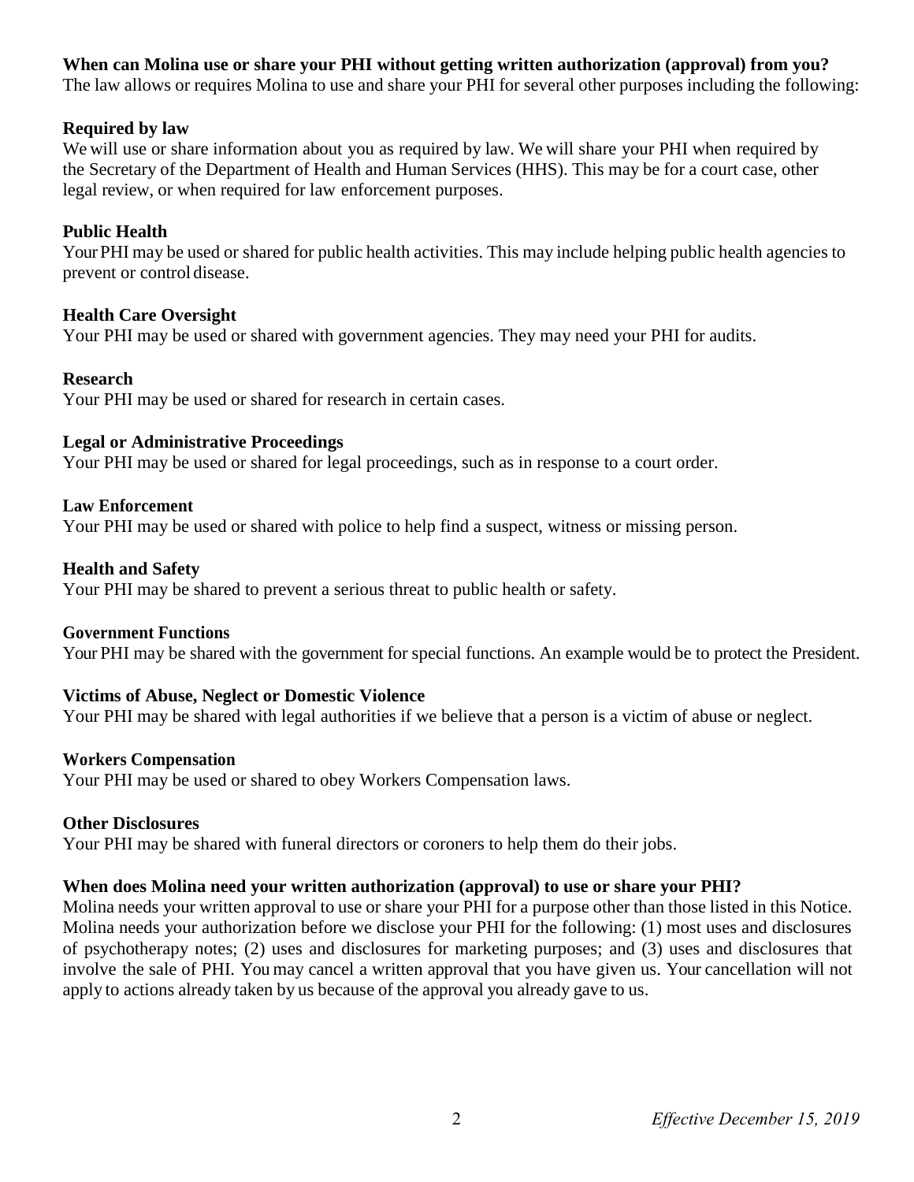**When can Molina use or share your PHI without getting written authorization (approval) from you?**
The law allows or requires Molina to use and share your PHI for several other purposes including the following:

**Required by law**
We will use or share information about you as required by law. We will share your PHI when required by the Secretary of the Department of Health and Human Services (HHS). This may be for a court case, other legal review, or when required for law enforcement purposes.

**Public Health**
Your PHI may be used or shared for public health activities. This may include helping public health agencies to prevent or control disease.

**Health Care Oversight**
Your PHI may be used or shared with government agencies. They may need your PHI for audits.

**Research**
Your PHI may be used or shared for research in certain cases.

**Legal or Administrative Proceedings**
Your PHI may be used or shared for legal proceedings, such as in response to a court order.

**Law Enforcement**
Your PHI may be used or shared with police to help find a suspect, witness or missing person.

**Health and Safety**
Your PHI may be shared to prevent a serious threat to public health or safety.

**Government Functions**
Your PHI may be shared with the government for special functions. An example would be to protect the President.

**Victims of Abuse, Neglect or Domestic Violence**
Your PHI may be shared with legal authorities if we believe that a person is a victim of abuse or neglect.

**Workers Compensation**
Your PHI may be used or shared to obey Workers Compensation laws.

**Other Disclosures**
Your PHI may be shared with funeral directors or coroners to help them do their jobs.

**When does Molina need your written authorization (approval) to use or share your PHI?**
Molina needs your written approval to use or share your PHI for a purpose other than those listed in this Notice. Molina needs your authorization before we disclose your PHI for the following: (1) most uses and disclosures of psychotherapy notes; (2) uses and disclosures for marketing purposes; and (3) uses and disclosures that involve the sale of PHI. You may cancel a written approval that you have given us. Your cancellation will not apply to actions already taken by us because of the approval you already gave to us.

*Effective December 15, 2019*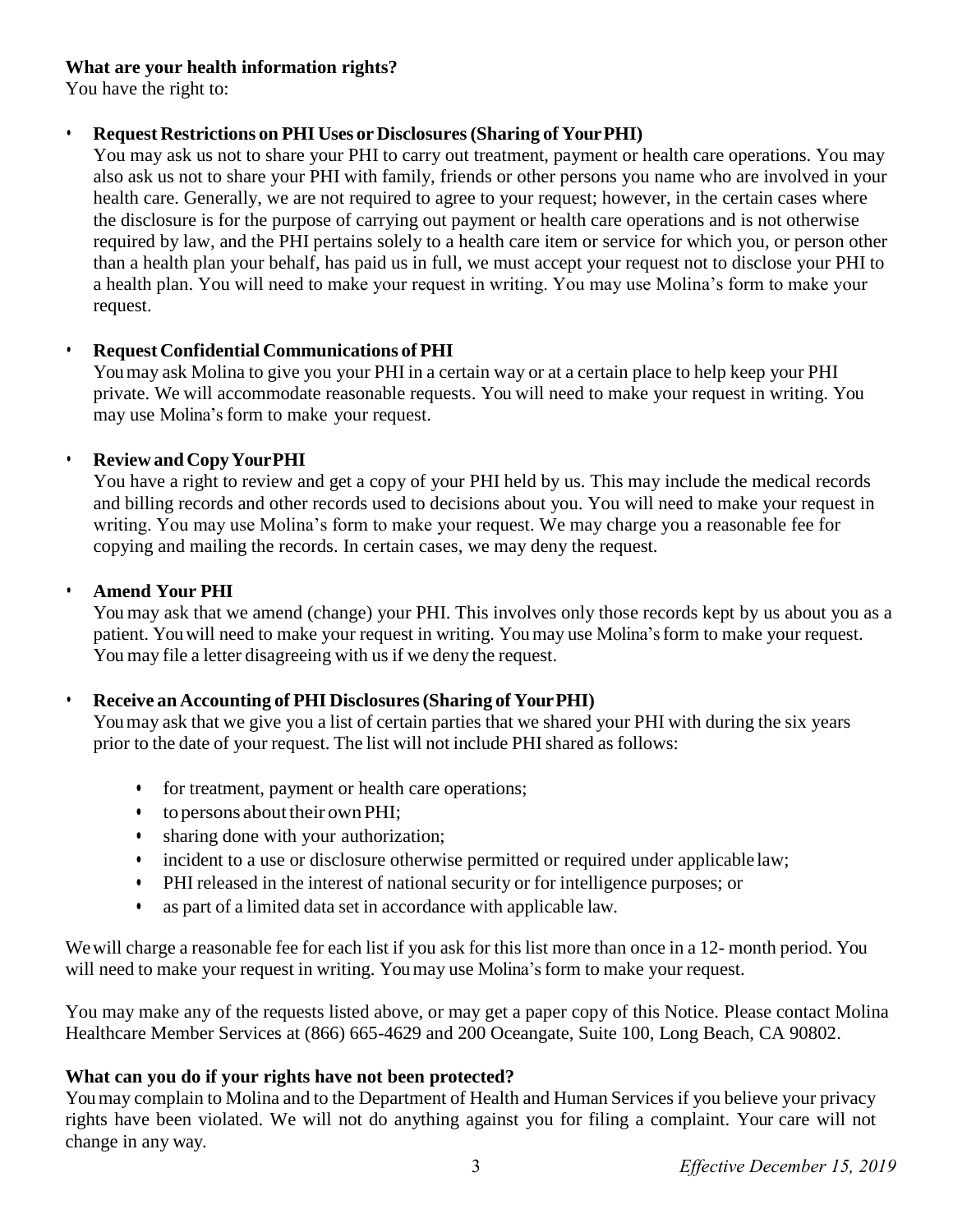**What are your health information rights?**

You have the right to:

- **Request Restrictions on PHI Uses or Disclosures (Sharing of Your PHI)**

  You may ask us not to share your PHI to carry out treatment, payment or health care operations. You may also ask us not to share your PHI with family, friends or other persons you name who are involved in your health care. Generally, we are not required to agree to your request; however, in the certain cases where the disclosure is for the purpose of carrying out payment or health care operations and is not otherwise required by law, and the PHI pertains solely to a health care item or service for which you, or person other than a health plan your behalf, has paid us in full, we must accept your request not to disclose your PHI to a health plan. You will need to make your request in writing. You may use Molina's form to make your request.

- **Request Confidential Communications of PHI**

  You may ask Molina to give you your PHI in a certain way or at a certain place to help keep your PHI private. We will accommodate reasonable requests. You will need to make your request in writing. You may use Molina's form to make your request.

- **Review and Copy Your PHI**

  You have a right to review and get a copy of your PHI held by us. This may include the medical records and billing records and other records used to decisions about you. You will need to make your request in writing. You may use Molina's form to make your request. We may charge you a reasonable fee for copying and mailing the records. In certain cases, we may deny the request.

- **Amend Your PHI**

  You may ask that we amend (change) your PHI. This involves only those records kept by us about you as a patient. You will need to make your request in writing. You may use Molina's form to make your request. You may file a letter disagreeing with us if we deny the request.

- **Receive an Accounting of PHI Disclosures (Sharing of Your PHI)**

  You may ask that we give you a list of certain parties that we shared your PHI with during the six years prior to the date of your request. The list will not include PHI shared as follows:

  - for treatment, payment or health care operations;
  - to persons about their own PHI;
  - sharing done with your authorization;
  - incident to a use or disclosure otherwise permitted or required under applicable law;
  - PHI released in the interest of national security or for intelligence purposes; or
  - as part of a limited data set in accordance with applicable law.

We will charge a reasonable fee for each list if you ask for this list more than once in a 12- month period. You will need to make your request in writing. You may use Molina's form to make your request.

You may make any of the requests listed above, or may get a paper copy of this Notice. Please contact Molina Healthcare Member Services at (866) 665-4629 and 200 Oceangate, Suite 100, Long Beach, CA 90802.

**What can you do if your rights have not been protected?**

You may complain to Molina and to the Department of Health and Human Services if you believe your privacy rights have been violated. We will not do anything against you for filing a complaint. Your care will not change in any way.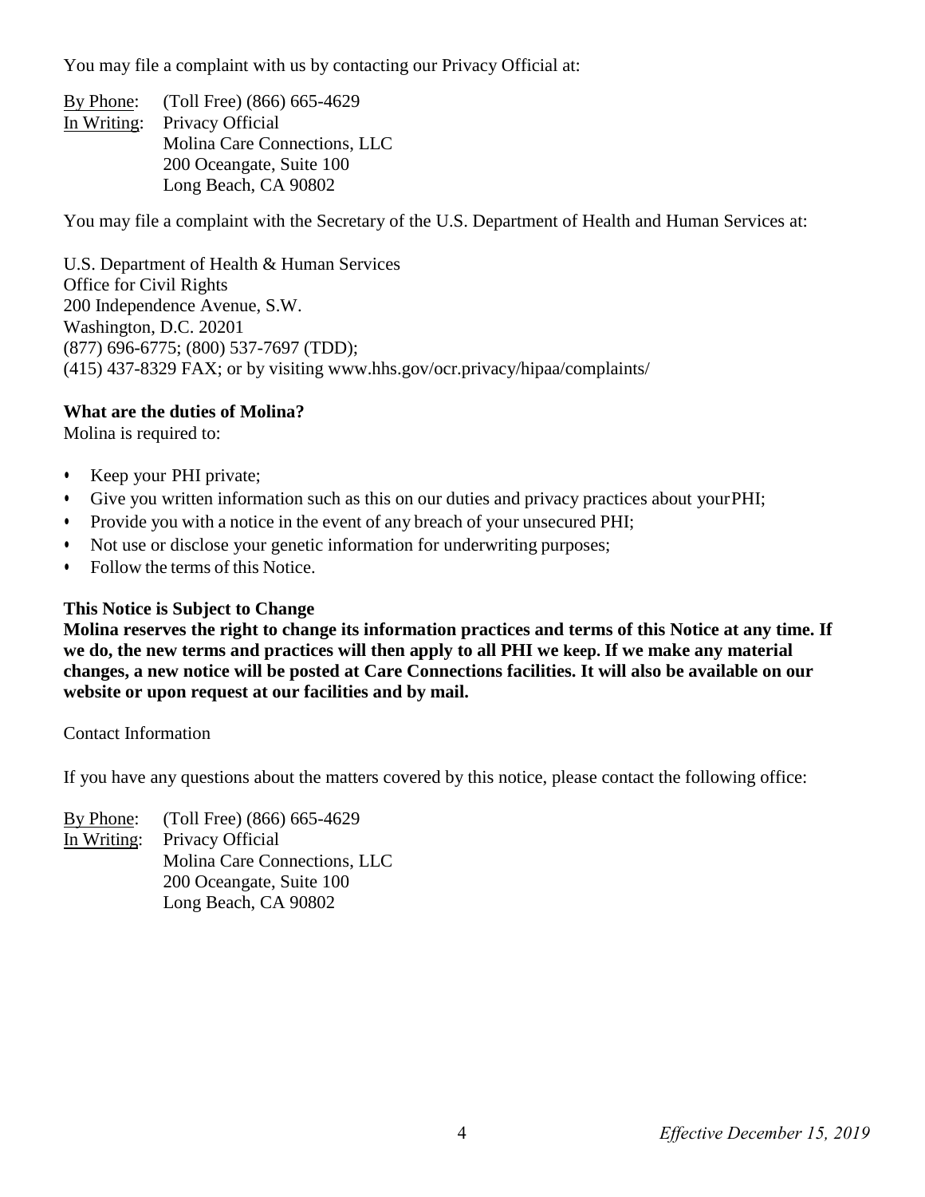You may file a complaint with us by contacting our Privacy Official at:

By Phone: (Toll Free) (866) 665-4629
In Writing: Privacy Official
Molina Care Connections, LLC
200 Oceangate, Suite 100
Long Beach, CA 90802

You may file a complaint with the Secretary of the U.S. Department of Health and Human Services at:

U.S. Department of Health & Human Services
Office for Civil Rights
200 Independence Avenue, S.W.
Washington, D.C. 20201
(877) 696-6775; (800) 537-7697 (TDD);
(415) 437-8329 FAX; or by visiting www.hhs.gov/ocr.privacy/hipaa/complaints/

**What are the duties of Molina?**

Molina is required to:

- Keep your PHI private;
- Give you written information such as this on our duties and privacy practices about your PHI;
- Provide you with a notice in the event of any breach of your unsecured PHI;
- Not use or disclose your genetic information for underwriting purposes;
- Follow the terms of this Notice.

**This Notice is Subject to Change**

**Molina reserves the right to change its information practices and terms of this Notice at any time. If we do, the new terms and practices will then apply to all PHI we keep. If we make any material changes, a new notice will be posted at Care Connections facilities. It will also be available on our website or upon request at our facilities and by mail.**

Contact Information

If you have any questions about the matters covered by this notice, please contact the following office:

By Phone: (Toll Free) (866) 665-4629
In Writing: Privacy Official
Molina Care Connections, LLC
200 Oceangate, Suite 100
Long Beach, CA 90802

*Effective December 15, 2019*